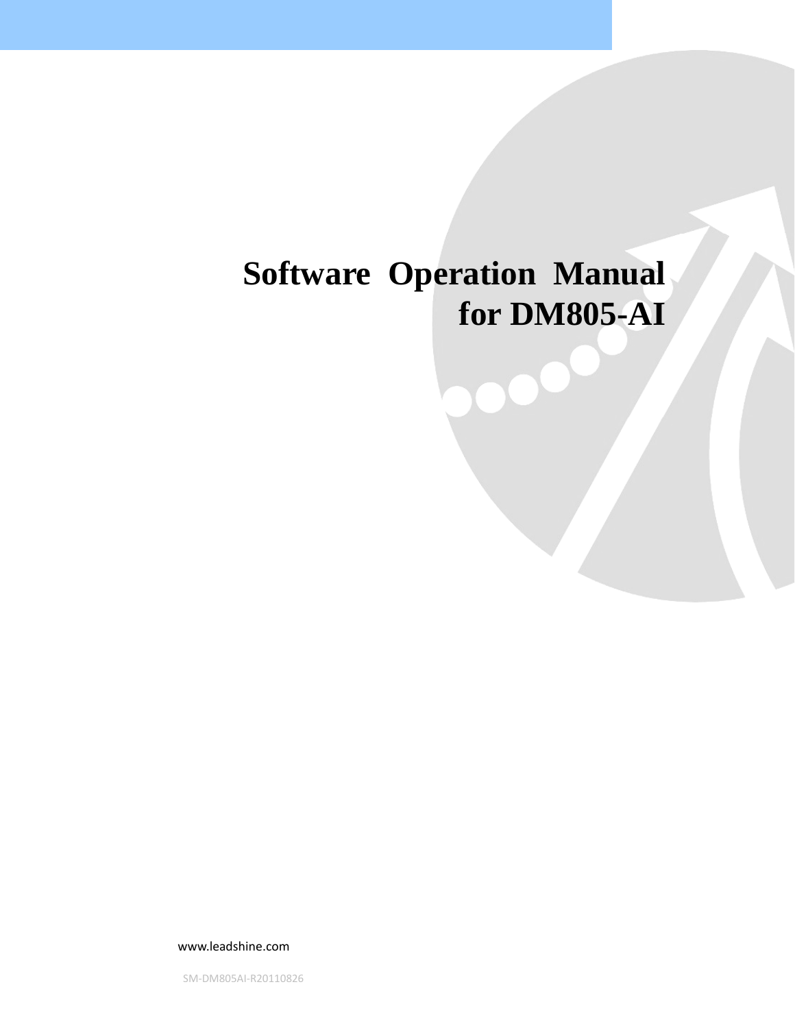# Software Operation Manual for DM805-AI

www.leadshine.com

SM-DM805AI-R20110826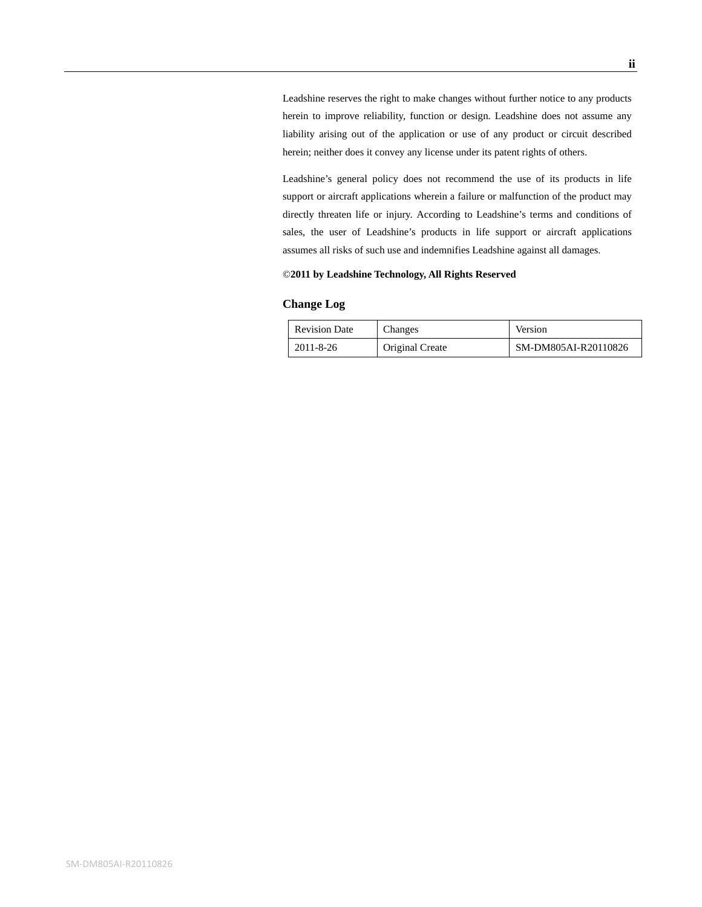Leadshine reserves the right to make changes without further notice to any products herein to improve reliability, function or design. Leadshine does not assume any liability arising out of the application or use of any product or circuit described herein; neither does it convey any license under its patent rights of others.

Leadshine's general policy does not recommend the use of its products in life support or aircraft applications wherein a failure or malfunction of the product may directly threaten life or injury. According to Leadshine's terms and conditions of sales, the user of Leadshine's products in life support or aircraft applications assumes all risks of such use and indemnifies Leadshine against all damages.

**©2011 by Leadshine Technology, All Rights Reserved**

## Change Log

| Revision Date | Changes | Version |
|---|---|---|
| 2011-8-26 | Original Create | SM-DM805AI-R20110826 |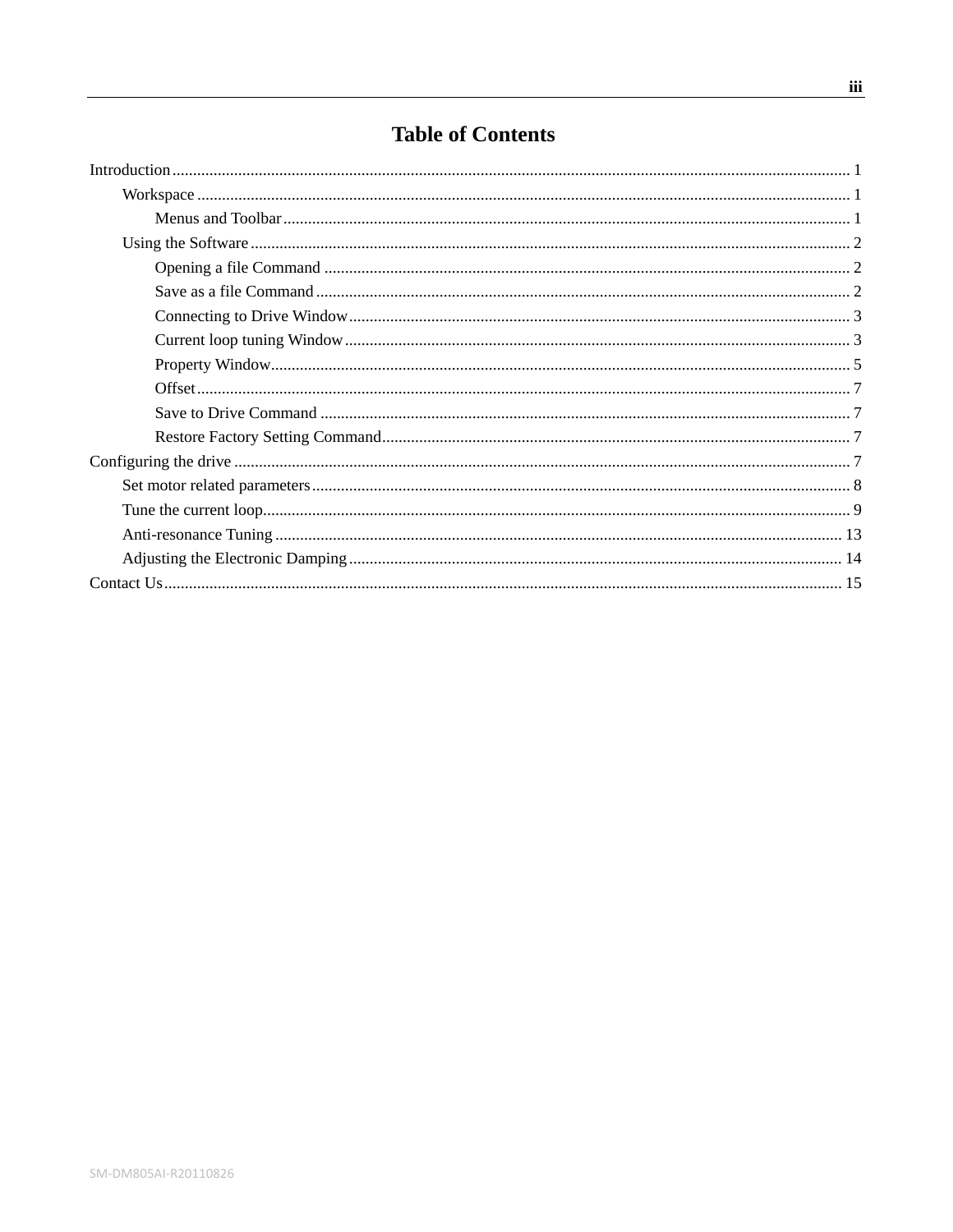# Table of Contents

Introduction .................................................. 1

- Workspace .................................................. 1
  - Menus and Toolbar .................................................. 1
- Using the Software .................................................. 2
  - Opening a file Command .................................................. 2
  - Save as a file Command .................................................. 2
  - Connecting to Drive Window .................................................. 3
  - Current loop tuning Window .................................................. 3
  - Property Window .................................................. 5
  - Offset .................................................. 7
  - Save to Drive Command .................................................. 7
  - Restore Factory Setting Command .................................................. 7

Configuring the drive .................................................. 7

- Set motor related parameters .................................................. 8
- Tune the current loop .................................................. 9
- Anti-resonance Tuning .................................................. 13
- Adjusting the Electronic Damping .................................................. 14

Contact Us .................................................. 15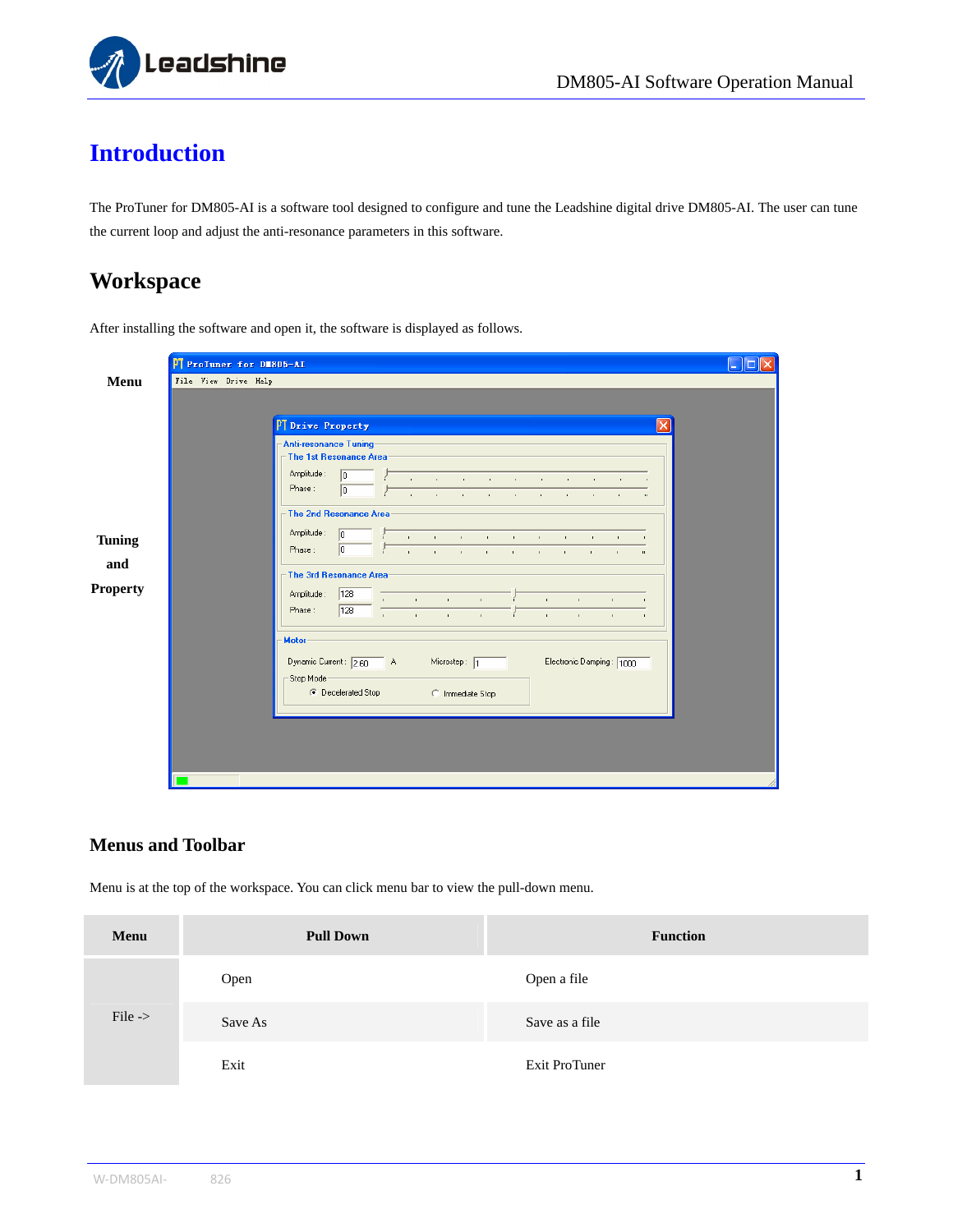# Introduction

The ProTuner for DM805-AI is a software tool designed to configure and tune the Leadshine digital drive DM805-AI. The user can tune the current loop and adjust the anti-resonance parameters in this software.

## Workspace

After installing the software and open it, the software is displayed as follows.

### Menus and Toolbar

Menu is at the top of the workspace. You can click menu bar to view the pull-down menu.

| Menu | Pull Down | Function |
|---|---|---|
| File -> | Open | Open a file |
| | Save As | Save as a file |
| | Exit | Exit ProTuner |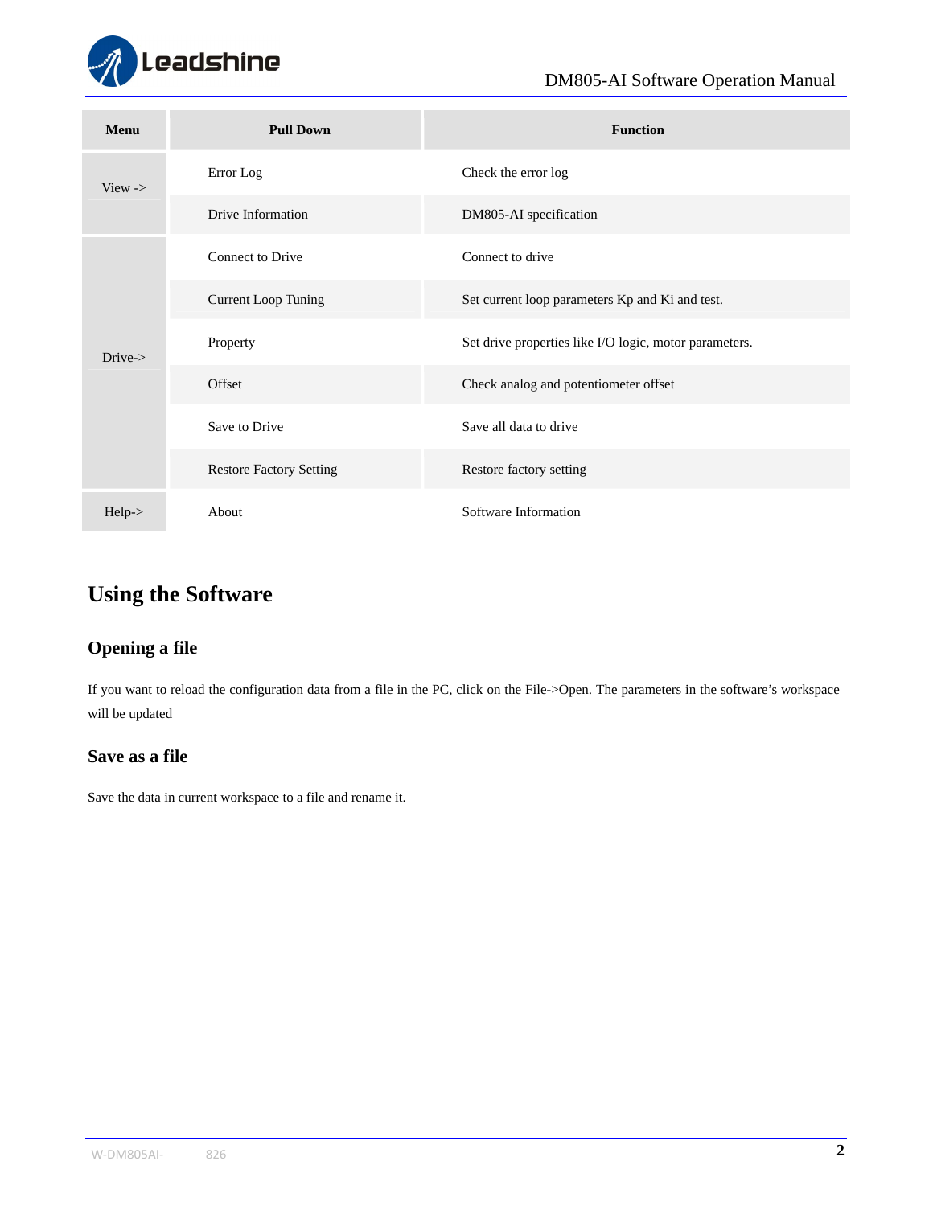| Menu | Pull Down | Function |
|---|---|---|
| View -> | Error Log | Check the error log |
| | Drive Information | DM805-AI specification |
| Drive-> | Connect to Drive | Connect to drive |
| | Current Loop Tuning | Set current loop parameters Kp and Ki and test. |
| | Property | Set drive properties like I/O logic, motor parameters. |
| | Offset | Check analog and potentiometer offset |
| | Save to Drive | Save all data to drive |
| | Restore Factory Setting | Restore factory setting |
| Help-> | About | Software Information |

# Using the Software

## Opening a file

If you want to reload the configuration data from a file in the PC, click on the File->Open. The parameters in the software's workspace will be updated

## Save as a file

Save the data in current workspace to a file and rename it.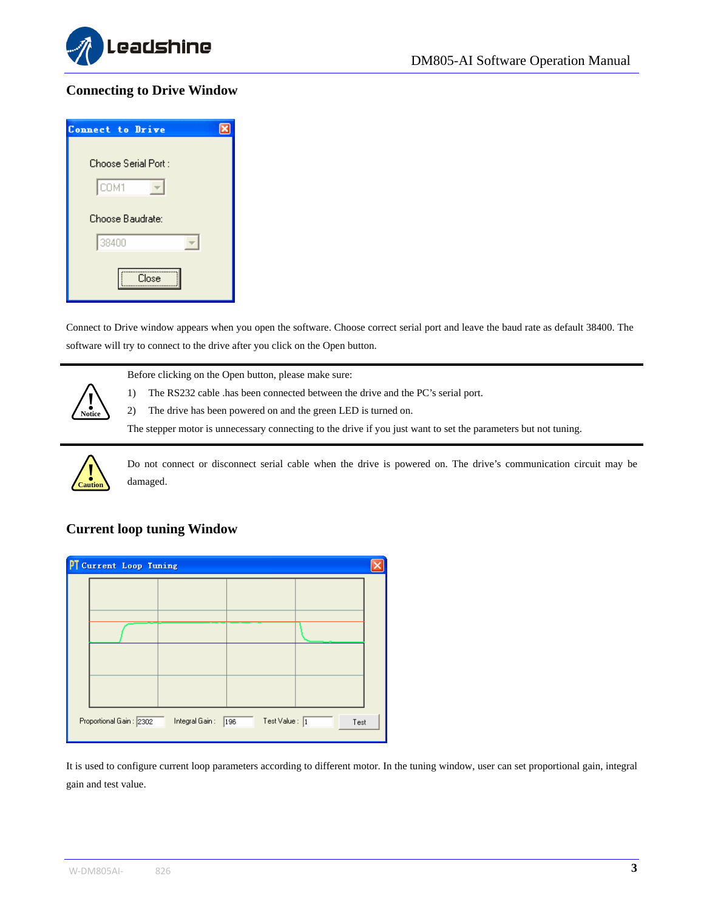## Connecting to Drive Window

Connect to Drive window appears when you open the software. Choose correct serial port and leave the baud rate as default 38400. The software will try to connect to the drive after you click on the Open button.

Before clicking on the Open button, please make sure:

1) The RS232 cable .has been connected between the drive and the PC's serial port.
2) The drive has been powered on and the green LED is turned on.

The stepper motor is unnecessary connecting to the drive if you just want to set the parameters but not tuning.

Do not connect or disconnect serial cable when the drive is powered on. The drive's communication circuit may be damaged.

## Current loop tuning Window

It is used to configure current loop parameters according to different motor. In the tuning window, user can set proportional gain, integral gain and test value.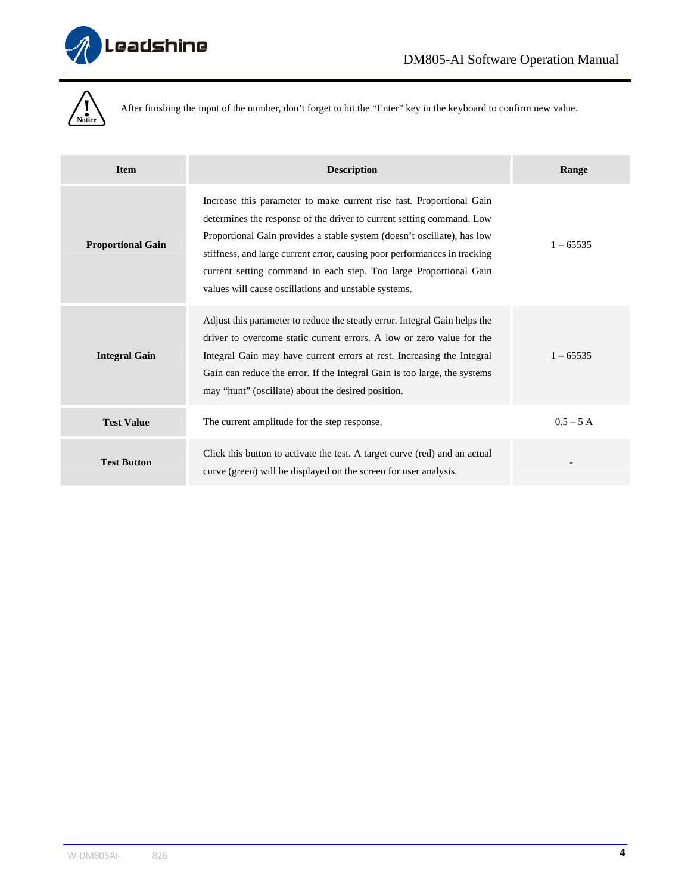**Notice**

After finishing the input of the number, don't forget to hit the "Enter" key in the keyboard to confirm new value.

| Item | Description | Range |
| --- | --- | --- |
| **Proportional Gain** | Increase this parameter to make current rise fast. Proportional Gain determines the response of the driver to current setting command. Low Proportional Gain provides a stable system (doesn't oscillate), has low stiffness, and large current error, causing poor performances in tracking current setting command in each step. Too large Proportional Gain values will cause oscillations and unstable systems. | 1 – 65535 |
| **Integral Gain** | Adjust this parameter to reduce the steady error. Integral Gain helps the driver to overcome static current errors. A low or zero value for the Integral Gain may have current errors at rest. Increasing the Integral Gain can reduce the error. If the Integral Gain is too large, the systems may "hunt" (oscillate) about the desired position. | 1 – 65535 |
| **Test Value** | The current amplitude for the step response. | 0.5 – 5 A |
| **Test Button** | Click this button to activate the test. A target curve (red) and an actual curve (green) will be displayed on the screen for user analysis. | - |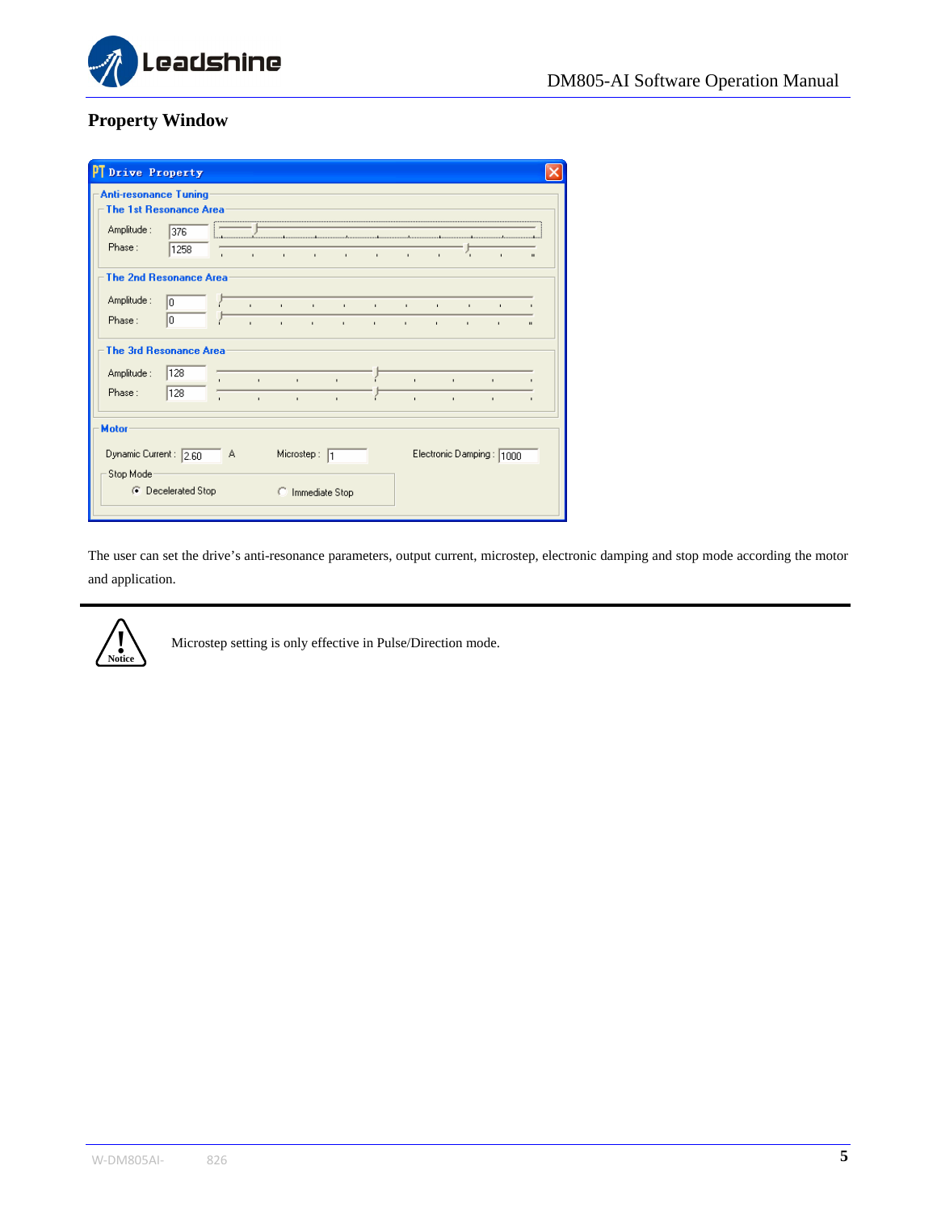## Property Window

The user can set the drive's anti-resonance parameters, output current, microstep, electronic damping and stop mode according the motor and application.

Microstep setting is only effective in Pulse/Direction mode.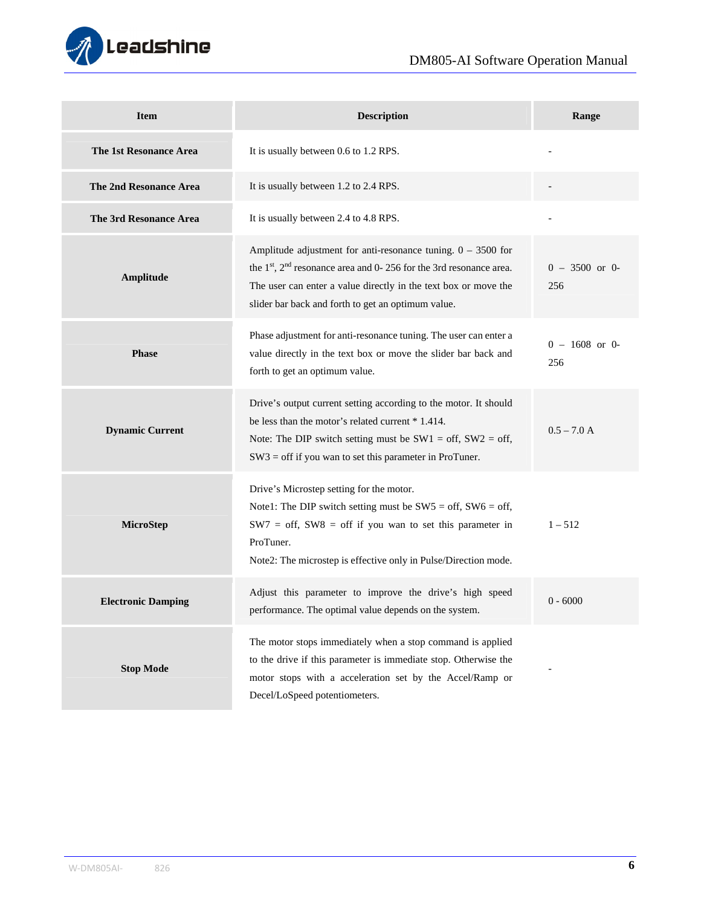| Item | Description | Range |
|---|---|---|
| **The 1st Resonance Area** | It is usually between 0.6 to 1.2 RPS. | - |
| **The 2nd Resonance Area** | It is usually between 1.2 to 2.4 RPS. | - |
| **The 3rd Resonance Area** | It is usually between 2.4 to 4.8 RPS. | - |
| **Amplitude** | Amplitude adjustment for anti-resonance tuning. 0 – 3500 for the 1st, 2nd resonance area and 0- 256 for the 3rd resonance area. The user can enter a value directly in the text box or move the slider bar back and forth to get an optimum value. | 0 – 3500 or 0-256 |
| **Phase** | Phase adjustment for anti-resonance tuning. The user can enter a value directly in the text box or move the slider bar back and forth to get an optimum value. | 0 – 1608 or 0-256 |
| **Dynamic Current** | Drive's output current setting according to the motor. It should be less than the motor's related current * 1.414.<br>Note: The DIP switch setting must be SW1 = off, SW2 = off, SW3 = off if you wan to set this parameter in ProTuner. | 0.5 – 7.0 A |
| **MicroStep** | Drive's Microstep setting for the motor.<br>Note1: The DIP switch setting must be SW5 = off, SW6 = off, SW7 = off, SW8 = off if you wan to set this parameter in ProTuner.<br>Note2: The microstep is effective only in Pulse/Direction mode. | 1 – 512 |
| **Electronic Damping** | Adjust this parameter to improve the drive's high speed performance. The optimal value depends on the system. | 0 - 6000 |
| **Stop Mode** | The motor stops immediately when a stop command is applied to the drive if this parameter is immediate stop. Otherwise the motor stops with a acceleration set by the Accel/Ramp or Decel/LoSpeed potentiometers. | - |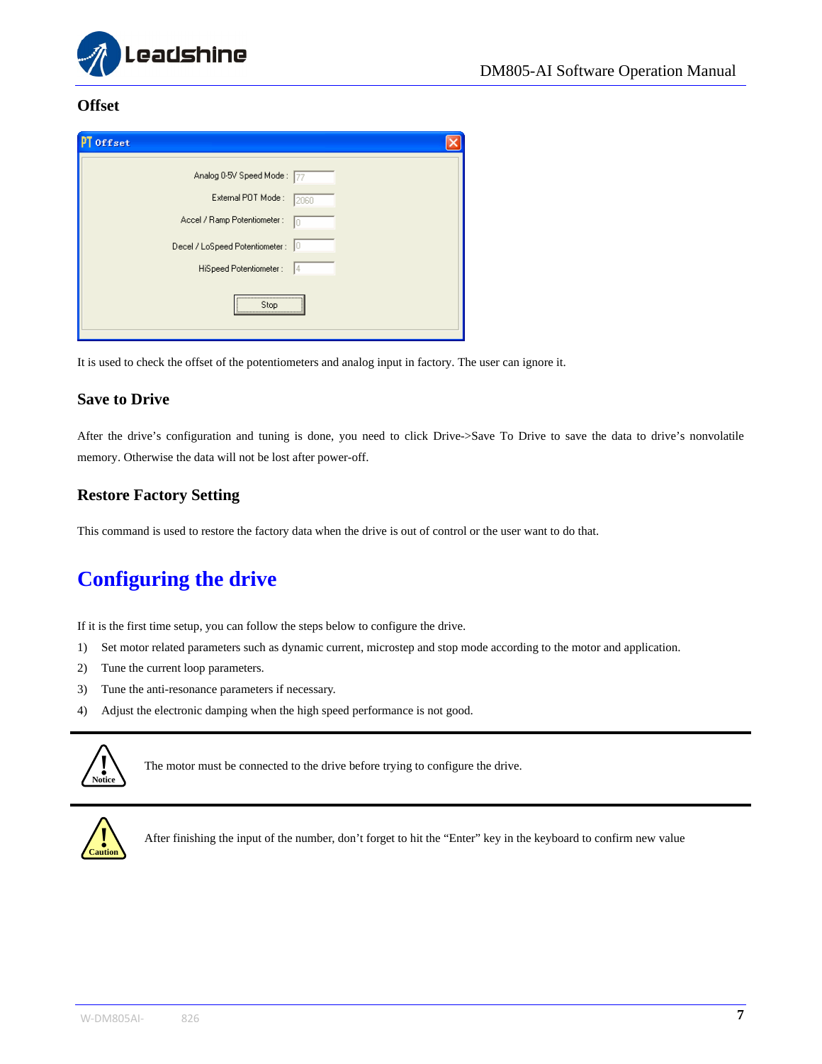### Offset

It is used to check the offset of the potentiometers and analog input in factory. The user can ignore it.

### Save to Drive

After the drive's configuration and tuning is done, you need to click Drive->Save To Drive to save the data to drive's nonvolatile memory. Otherwise the data will not be lost after power-off.

### Restore Factory Setting

This command is used to restore the factory data when the drive is out of control or the user want to do that.

## Configuring the drive

If it is the first time setup, you can follow the steps below to configure the drive.

1) Set motor related parameters such as dynamic current, microstep and stop mode according to the motor and application.
2) Tune the current loop parameters.
3) Tune the anti-resonance parameters if necessary.
4) Adjust the electronic damping when the high speed performance is not good.

Notice: The motor must be connected to the drive before trying to configure the drive.

Caution: After finishing the input of the number, don't forget to hit the "Enter" key in the keyboard to confirm new value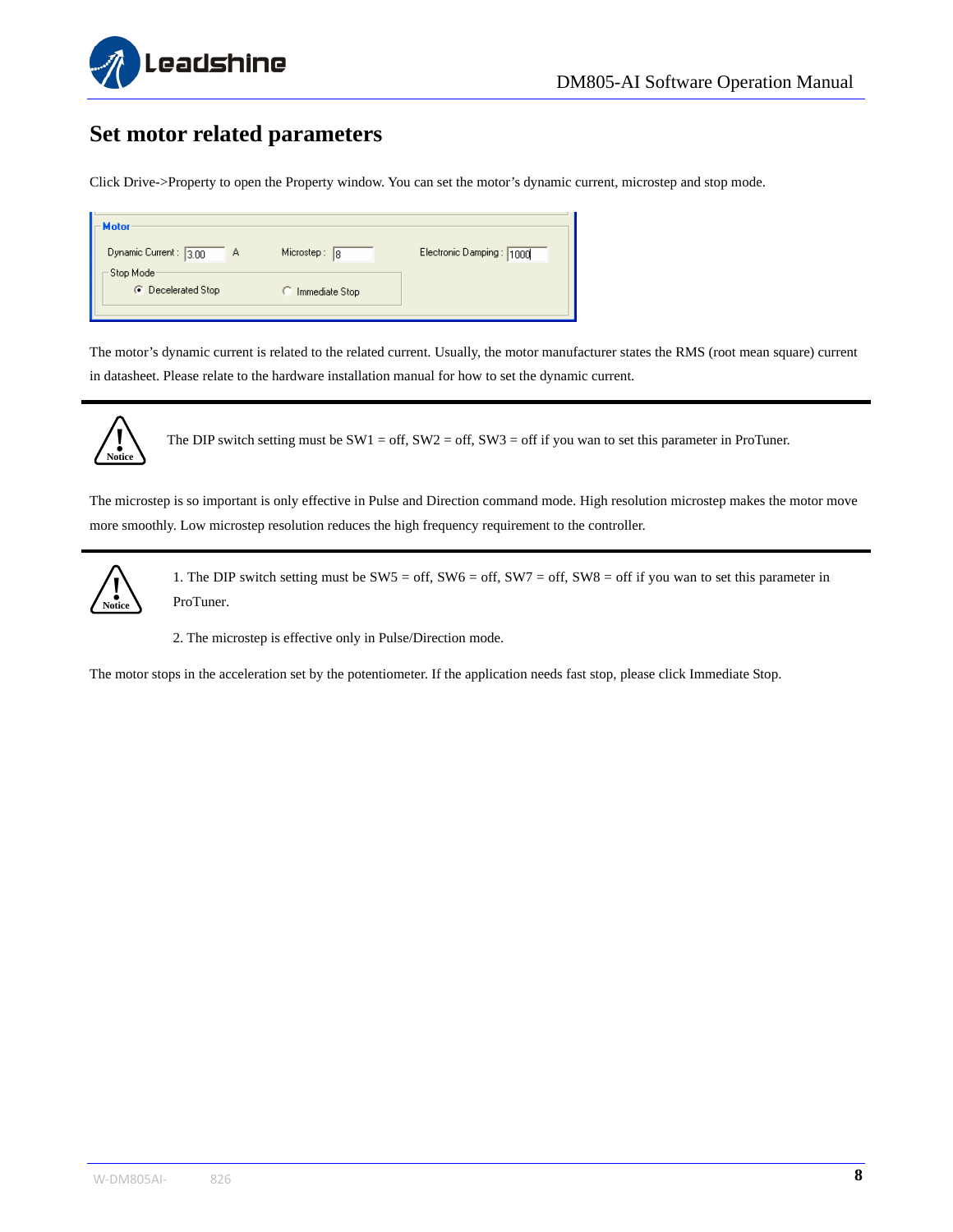# Set motor related parameters

Click Drive->Property to open the Property window. You can set the motor's dynamic current, microstep and stop mode.

The motor's dynamic current is related to the related current. Usually, the motor manufacturer states the RMS (root mean square) current in datasheet. Please relate to the hardware installation manual for how to set the dynamic current.

---

Notice: The DIP switch setting must be SW1 = off, SW2 = off, SW3 = off if you wan to set this parameter in ProTuner.

The microstep is so important is only effective in Pulse and Direction command mode. High resolution microstep makes the motor move more smoothly. Low microstep resolution reduces the high frequency requirement to the controller.

---

Notice:

1. The DIP switch setting must be SW5 = off, SW6 = off, SW7 = off, SW8 = off if you wan to set this parameter in ProTuner.

2. The microstep is effective only in Pulse/Direction mode.

The motor stops in the acceleration set by the potentiometer. If the application needs fast stop, please click Immediate Stop.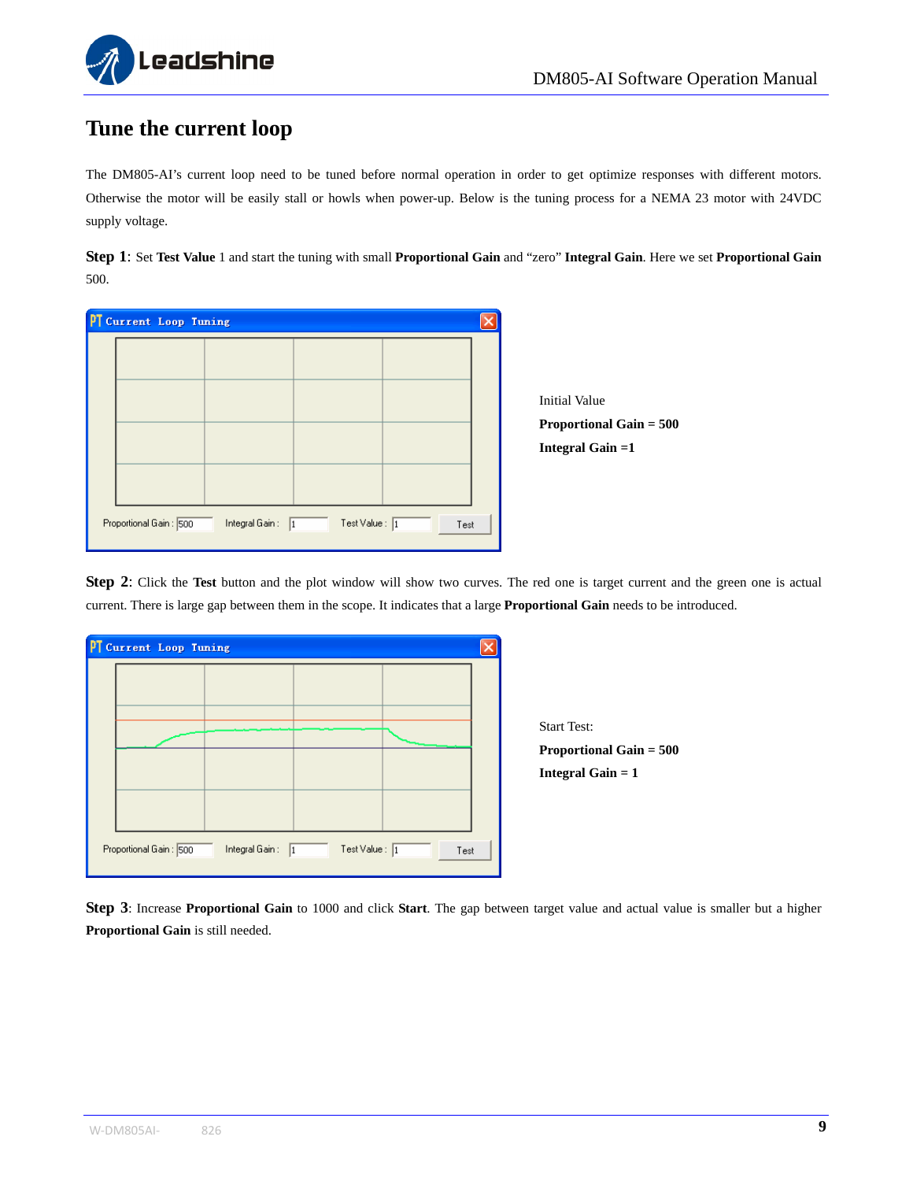# Tune the current loop

The DM805-AI's current loop need to be tuned before normal operation in order to get optimize responses with different motors. Otherwise the motor will be easily stall or howls when power-up. Below is the tuning process for a NEMA 23 motor with 24VDC supply voltage.

**Step 1**: Set **Test Value** 1 and start the tuning with small **Proportional Gain** and "zero" **Integral Gain**. Here we set **Proportional Gain** 500.

Initial Value

**Proportional Gain = 500**

**Integral Gain =1**

**Step 2**: Click the **Test** button and the plot window will show two curves. The red one is target current and the green one is actual current. There is large gap between them in the scope. It indicates that a large **Proportional Gain** needs to be introduced.

Start Test:

**Proportional Gain = 500**

**Integral Gain = 1**

**Step 3**: Increase **Proportional Gain** to 1000 and click **Start**. The gap between target value and actual value is smaller but a higher **Proportional Gain** is still needed.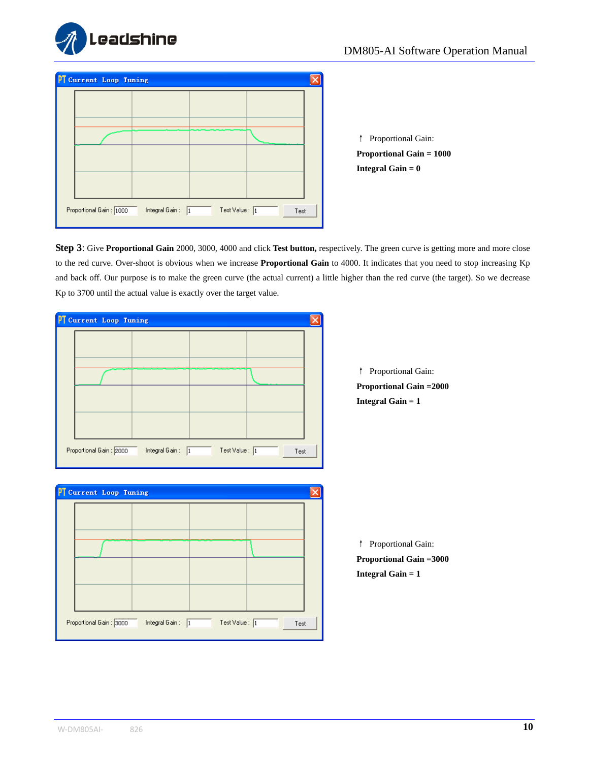↑ Proportional Gain:

**Proportional Gain = 1000**

**Integral Gain = 0**

**Step 3**: Give **Proportional Gain** 2000, 3000, 4000 and click **Test button,** respectively. The green curve is getting more and more close to the red curve. Over-shoot is obvious when we increase **Proportional Gain** to 4000. It indicates that you need to stop increasing Kp and back off. Our purpose is to make the green curve (the actual current) a little higher than the red curve (the target). So we decrease Kp to 3700 until the actual value is exactly over the target value.

↑ Proportional Gain:

**Proportional Gain =2000**

**Integral Gain = 1**

↑ Proportional Gain:

**Proportional Gain =3000**

**Integral Gain = 1**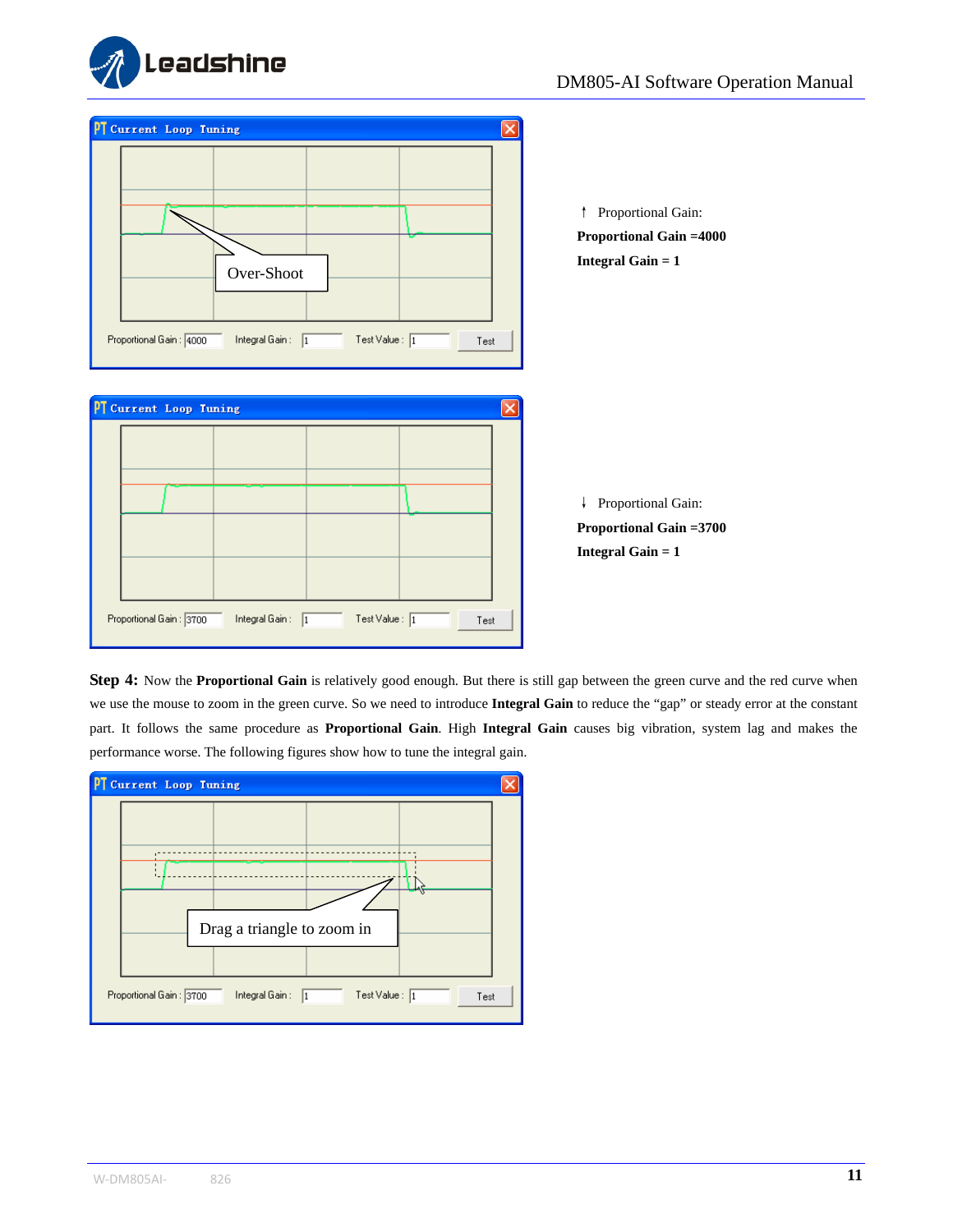↑ Proportional Gain:

**Proportional Gain =4000**

**Integral Gain = 1**

↓ Proportional Gain:

**Proportional Gain =3700**

**Integral Gain = 1**

**Step 4:** Now the **Proportional Gain** is relatively good enough. But there is still gap between the green curve and the red curve when we use the mouse to zoom in the green curve. So we need to introduce **Integral Gain** to reduce the “gap” or steady error at the constant part. It follows the same procedure as **Proportional Gain**. High **Integral Gain** causes big vibration, system lag and makes the performance worse. The following figures show how to tune the integral gain.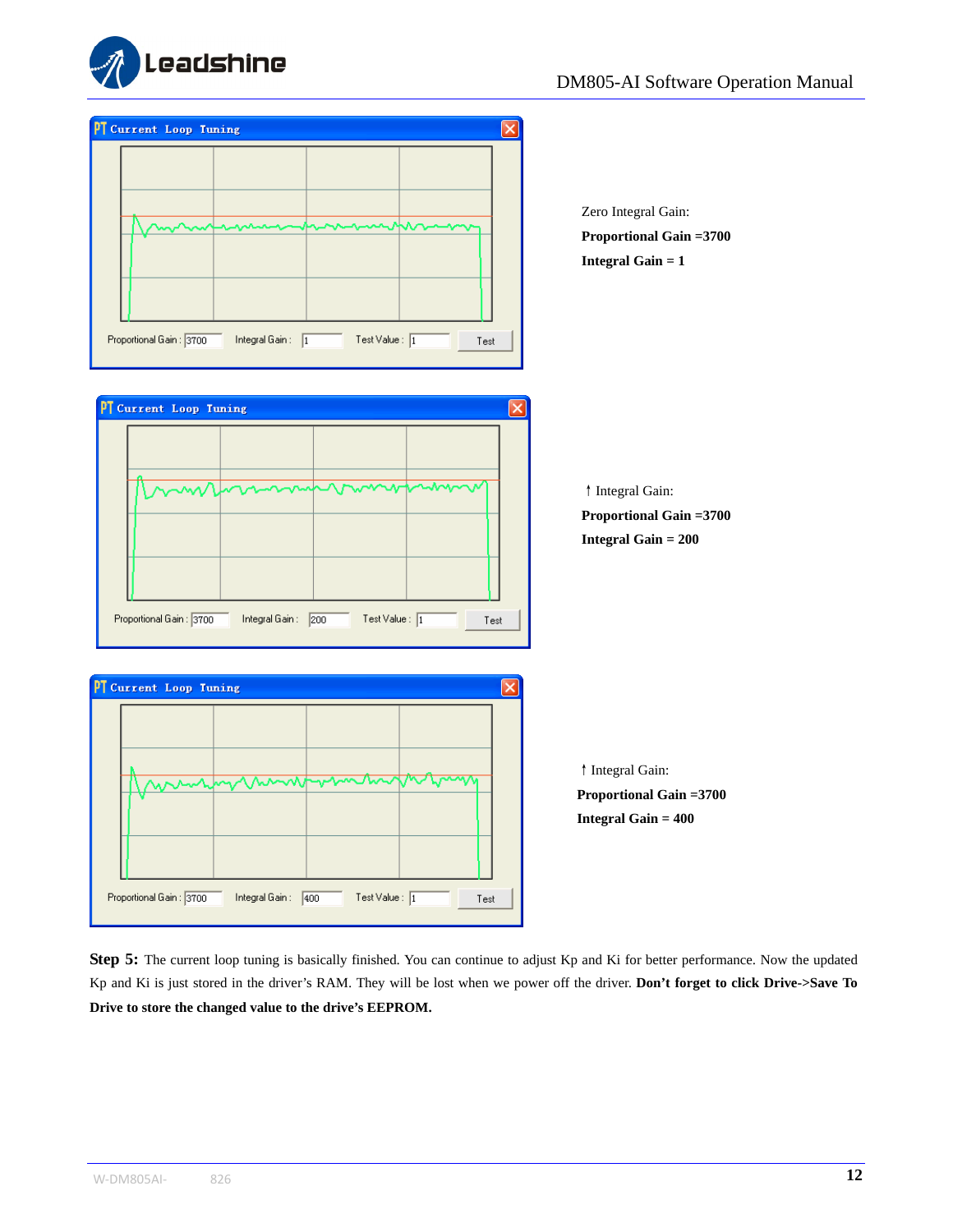Zero Integral Gain:

**Proportional Gain =3700**

**Integral Gain = 1**

↑ Integral Gain:

**Proportional Gain =3700**

**Integral Gain = 200**

↑ Integral Gain:

**Proportional Gain =3700**

**Integral Gain = 400**

**Step 5:** The current loop tuning is basically finished. You can continue to adjust Kp and Ki for better performance. Now the updated Kp and Ki is just stored in the driver's RAM. They will be lost when we power off the driver. **Don't forget to click Drive->Save To Drive to store the changed value to the drive's EEPROM.**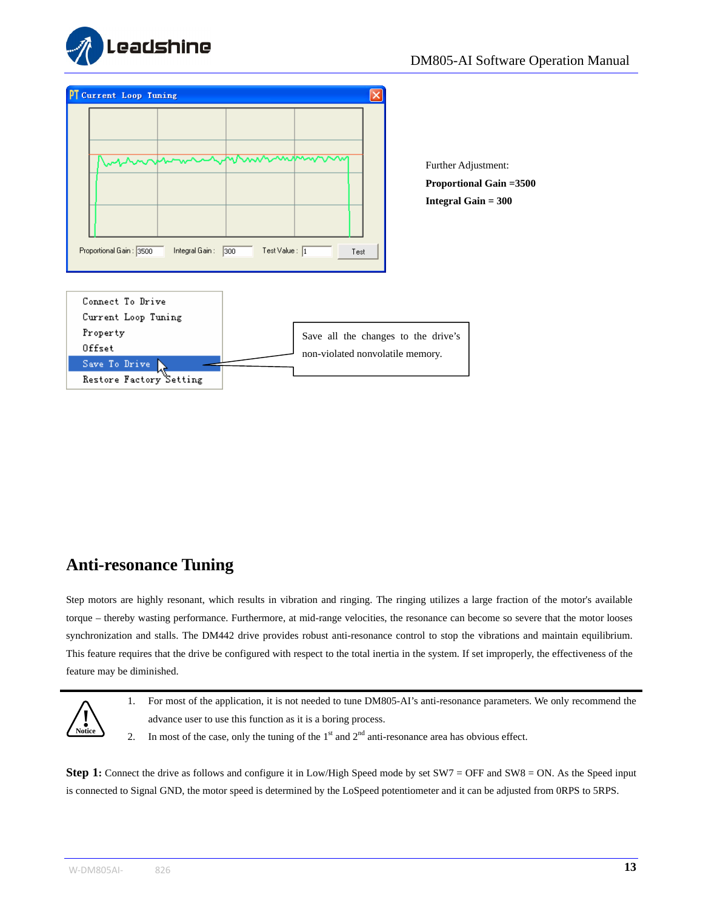Further Adjustment:

**Proportional Gain =3500**

**Integral Gain = 300**

Save all the changes to the drive's non-violated nonvolatile memory.

## Anti-resonance Tuning

Step motors are highly resonant, which results in vibration and ringing. The ringing utilizes a large fraction of the motor's available torque – thereby wasting performance. Furthermore, at mid-range velocities, the resonance can become so severe that the motor looses synchronization and stalls. The DM442 drive provides robust anti-resonance control to stop the vibrations and maintain equilibrium. This feature requires that the drive be configured with respect to the total inertia in the system. If set improperly, the effectiveness of the feature may be diminished.

Notice

1. For most of the application, it is not needed to tune DM805-AI's anti-resonance parameters. We only recommend the advance user to use this function as it is a boring process.
2. In most of the case, only the tuning of the 1st and 2nd anti-resonance area has obvious effect.

**Step 1:** Connect the drive as follows and configure it in Low/High Speed mode by set SW7 = OFF and SW8 = ON. As the Speed input is connected to Signal GND, the motor speed is determined by the LoSpeed potentiometer and it can be adjusted from 0RPS to 5RPS.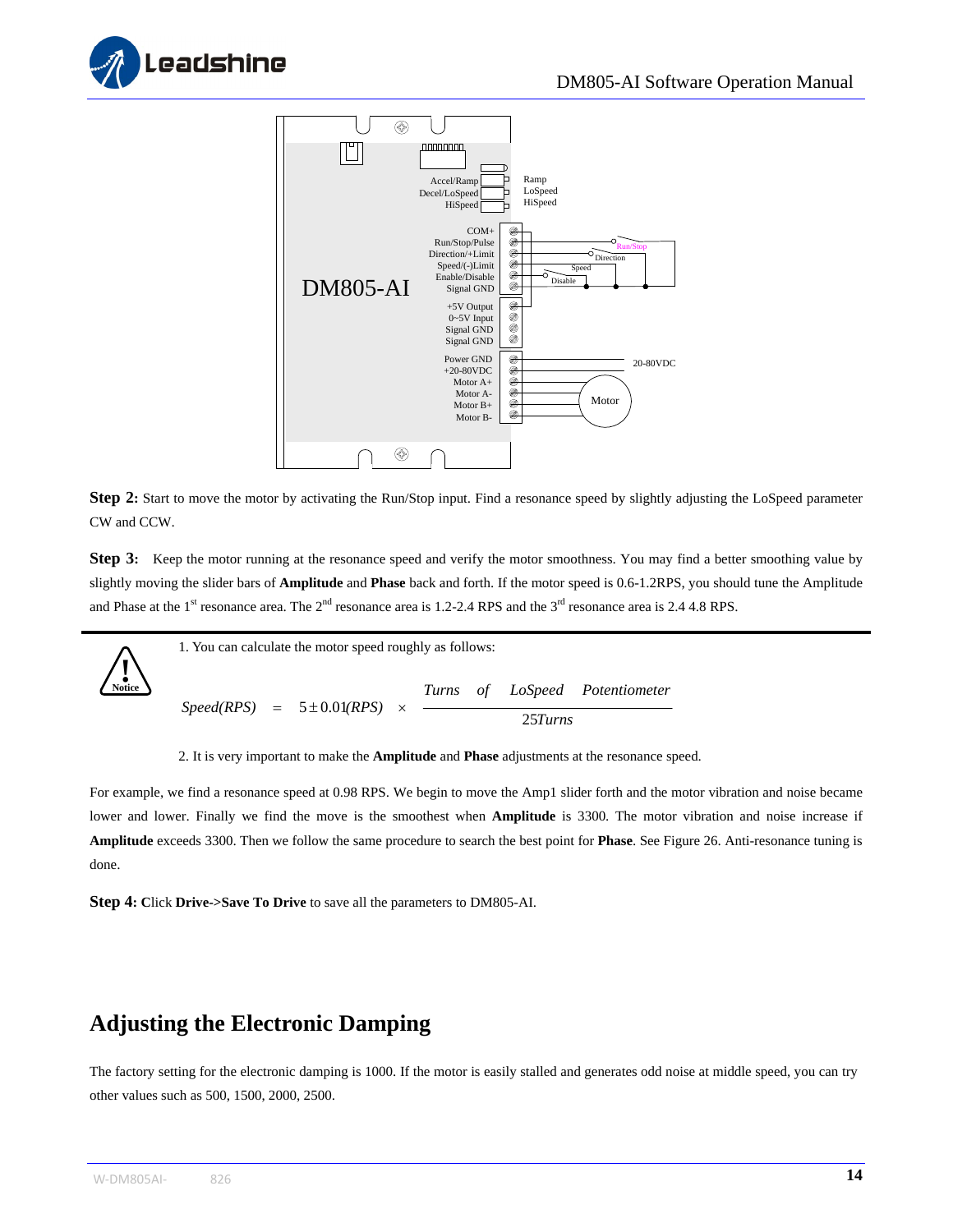DM805-AI

Accel/Ramp, Decel/LoSpeed, HiSpeed — Ramp, LoSpeed, HiSpeed

COM+, Run/Stop/Pulse, Direction/+Limit, Speed/(-)Limit, Enable/Disable, Signal GND — Run/Stop, Direction, Speed, Disable

+5V Output, 0~5V Input, Signal GND, Signal GND

Power GND, +20-80VDC, Motor A+, Motor A-, Motor B+, Motor B- — 20-80VDC, Motor

**Step 2:** Start to move the motor by activating the Run/Stop input. Find a resonance speed by slightly adjusting the LoSpeed parameter CW and CCW.

**Step 3:** Keep the motor running at the resonance speed and verify the motor smoothness. You may find a better smoothing value by slightly moving the slider bars of **Amplitude** and **Phase** back and forth. If the motor speed is 0.6-1.2RPS, you should tune the Amplitude and Phase at the 1st resonance area. The 2nd resonance area is 1.2-2.4 RPS and the 3rd resonance area is 2.4 4.8 RPS.

---

Notice

1. You can calculate the motor speed roughly as follows:

$$Speed(RPS) = 5 \pm 0.01(RPS) \times \frac{Turns \quad of \quad LoSpeed \quad Potentiometer}{25Turns}$$

2. It is very important to make the **Amplitude** and **Phase** adjustments at the resonance speed.

For example, we find a resonance speed at 0.98 RPS. We begin to move the Amp1 slider forth and the motor vibration and noise became lower and lower. Finally we find the move is the smoothest when **Amplitude** is 3300. The motor vibration and noise increase if **Amplitude** exceeds 3300. Then we follow the same procedure to search the best point for **Phase**. See Figure 26. Anti-resonance tuning is done.

**Step 4:** Click **Drive->Save To Drive** to save all the parameters to DM805-AI.

## Adjusting the Electronic Damping

The factory setting for the electronic damping is 1000. If the motor is easily stalled and generates odd noise at middle speed, you can try other values such as 500, 1500, 2000, 2500.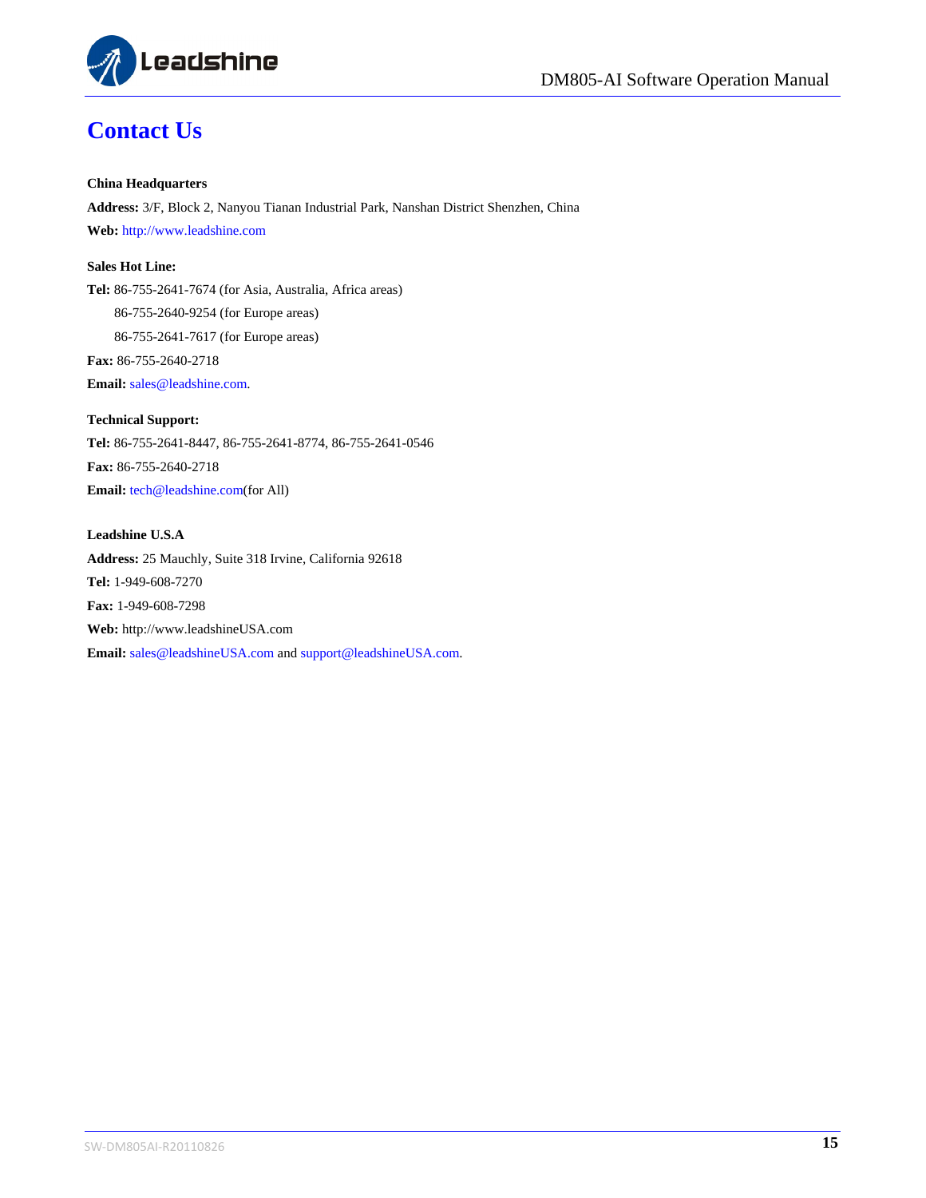# Contact Us

**China Headquarters**

**Address:** 3/F, Block 2, Nanyou Tianan Industrial Park, Nanshan District Shenzhen, China

**Web:** http://www.leadshine.com

**Sales Hot Line:**

**Tel:** 86-755-2641-7674 (for Asia, Australia, Africa areas)

86-755-2640-9254 (for Europe areas)

86-755-2641-7617 (for Europe areas)

**Fax:** 86-755-2640-2718

**Email:** sales@leadshine.com.

**Technical Support:**

**Tel:** 86-755-2641-8447, 86-755-2641-8774, 86-755-2641-0546

**Fax:** 86-755-2640-2718

**Email:** tech@leadshine.com(for All)

**Leadshine U.S.A**

**Address:** 25 Mauchly, Suite 318 Irvine, California 92618

**Tel:** 1-949-608-7270

**Fax:** 1-949-608-7298

**Web:** http://www.leadshineUSA.com

**Email:** sales@leadshineUSA.com and support@leadshineUSA.com.